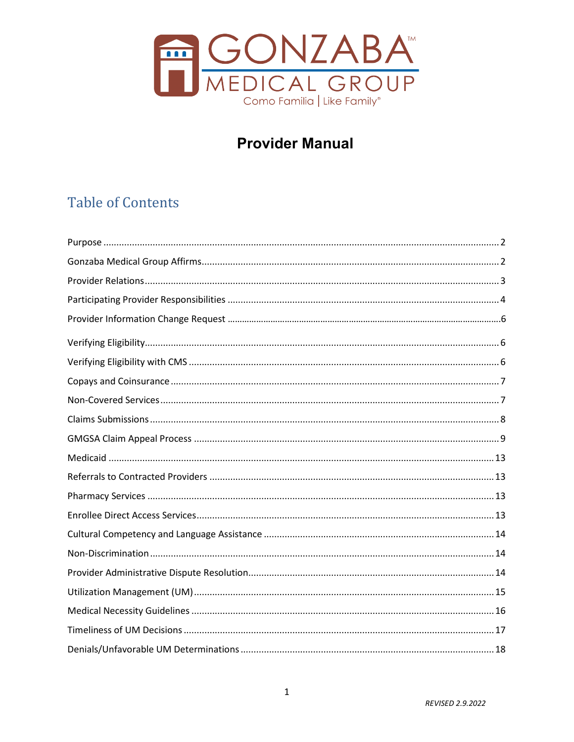GONZABA™
MEDICAL GROUP
Como Familia | Like Family®

# Provider Manual

## Table of Contents

Purpose ..... 2
Gonzaba Medical Group Affirms ..... 2
Provider Relations ..... 3
Participating Provider Responsibilities ..... 4
Provider Information Change Request ..... 6
Verifying Eligibility ..... 6
Verifying Eligibility with CMS ..... 6
Copays and Coinsurance ..... 7
Non-Covered Services ..... 7
Claims Submissions ..... 8
GMGSA Claim Appeal Process ..... 9
Medicaid ..... 13
Referrals to Contracted Providers ..... 13
Pharmacy Services ..... 13
Enrollee Direct Access Services ..... 13
Cultural Competency and Language Assistance ..... 14
Non-Discrimination ..... 14
Provider Administrative Dispute Resolution ..... 14
Utilization Management (UM) ..... 15
Medical Necessity Guidelines ..... 16
Timeliness of UM Decisions ..... 17
Denials/Unfavorable UM Determinations ..... 18

*REVISED 2.9.2022*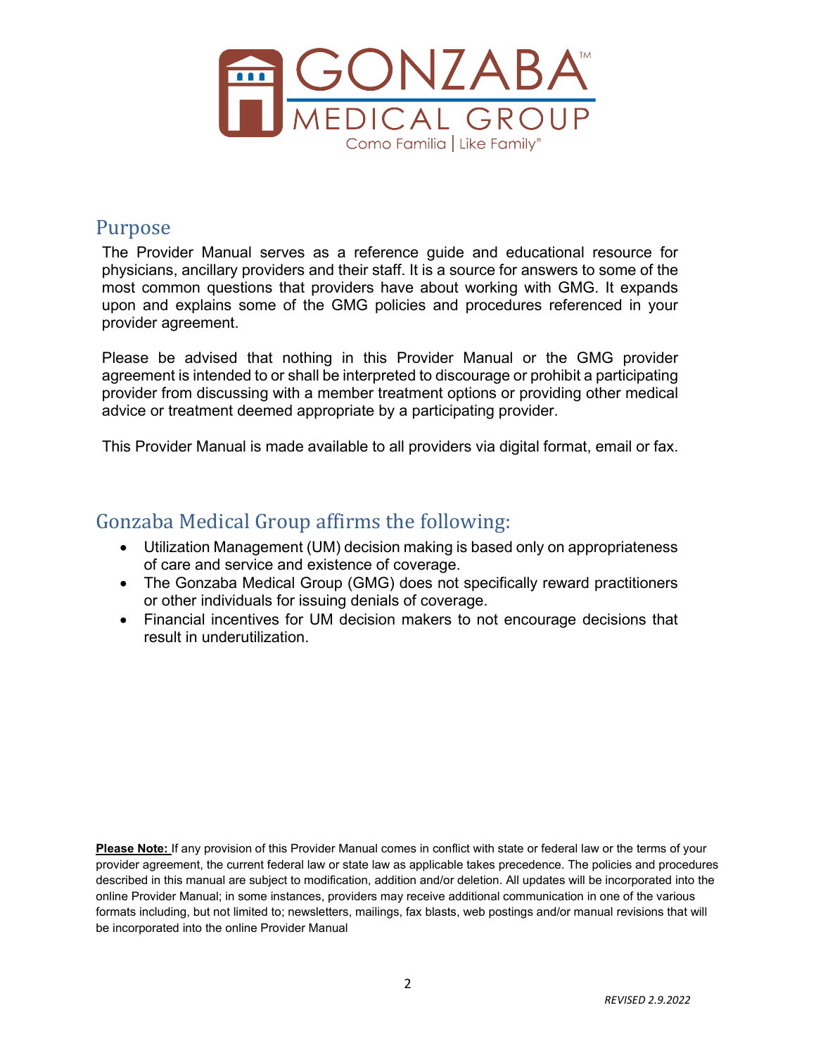## Purpose

The Provider Manual serves as a reference guide and educational resource for physicians, ancillary providers and their staff. It is a source for answers to some of the most common questions that providers have about working with GMG. It expands upon and explains some of the GMG policies and procedures referenced in your provider agreement.

Please be advised that nothing in this Provider Manual or the GMG provider agreement is intended to or shall be interpreted to discourage or prohibit a participating provider from discussing with a member treatment options or providing other medical advice or treatment deemed appropriate by a participating provider.

This Provider Manual is made available to all providers via digital format, email or fax.

## Gonzaba Medical Group affirms the following:

- Utilization Management (UM) decision making is based only on appropriateness of care and service and existence of coverage.
- The Gonzaba Medical Group (GMG) does not specifically reward practitioners or other individuals for issuing denials of coverage.
- Financial incentives for UM decision makers to not encourage decisions that result in underutilization.

**Please Note:** If any provision of this Provider Manual comes in conflict with state or federal law or the terms of your provider agreement, the current federal law or state law as applicable takes precedence. The policies and procedures described in this manual are subject to modification, addition and/or deletion. All updates will be incorporated into the online Provider Manual; in some instances, providers may receive additional communication in one of the various formats including, but not limited to; newsletters, mailings, fax blasts, web postings and/or manual revisions that will be incorporated into the online Provider Manual

*REVISED 2.9.2022*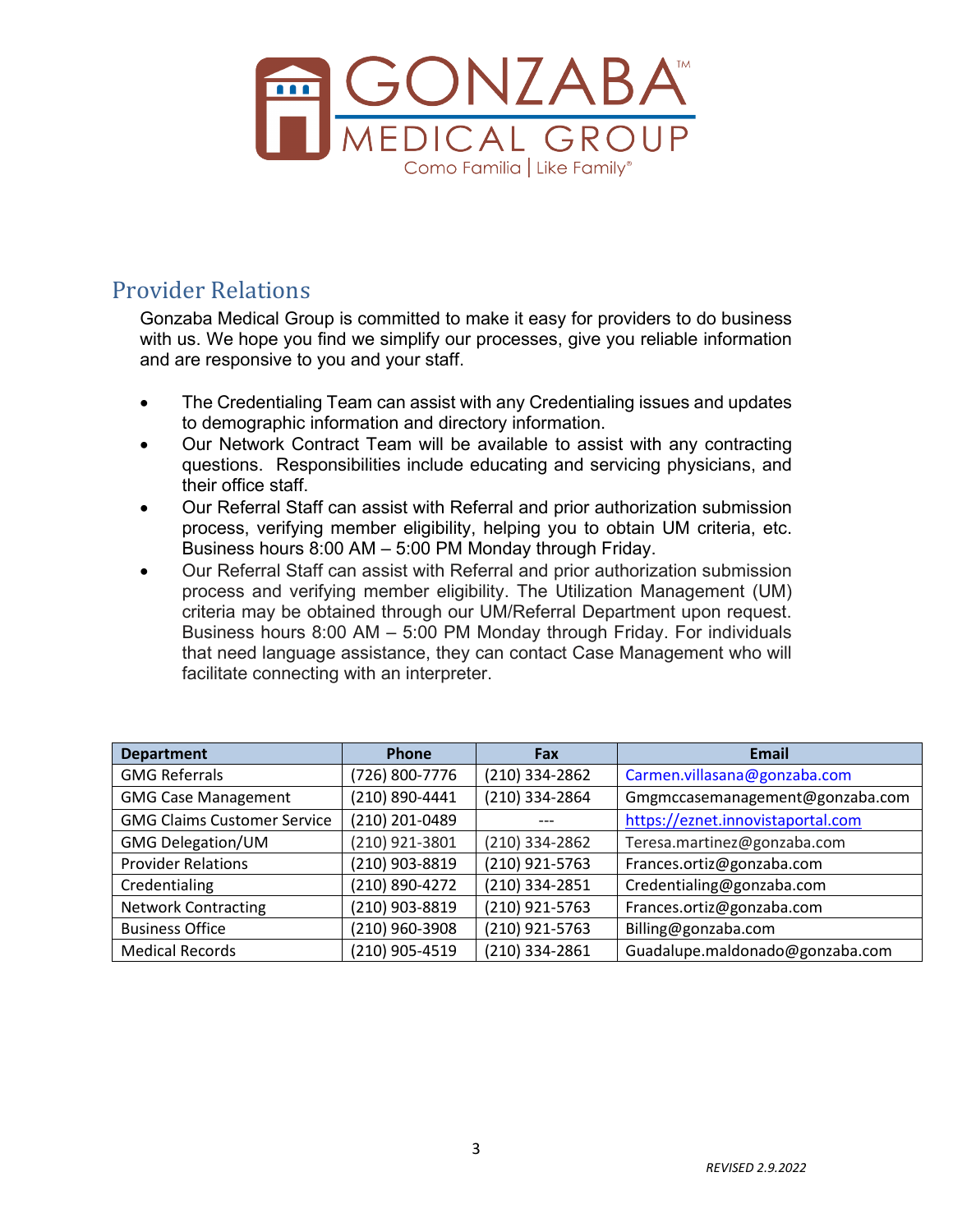## Provider Relations

Gonzaba Medical Group is committed to make it easy for providers to do business with us. We hope you find we simplify our processes, give you reliable information and are responsive to you and your staff.

- The Credentialing Team can assist with any Credentialing issues and updates to demographic information and directory information.
- Our Network Contract Team will be available to assist with any contracting questions. Responsibilities include educating and servicing physicians, and their office staff.
- Our Referral Staff can assist with Referral and prior authorization submission process, verifying member eligibility, helping you to obtain UM criteria, etc. Business hours 8:00 AM – 5:00 PM Monday through Friday.
- Our Referral Staff can assist with Referral and prior authorization submission process and verifying member eligibility. The Utilization Management (UM) criteria may be obtained through our UM/Referral Department upon request. Business hours 8:00 AM – 5:00 PM Monday through Friday. For individuals that need language assistance, they can contact Case Management who will facilitate connecting with an interpreter.

| Department | Phone | Fax | Email |
|---|---|---|---|
| GMG Referrals | (726) 800-7776 | (210) 334-2862 | Carmen.villasana@gonzaba.com |
| GMG Case Management | (210) 890-4441 | (210) 334-2864 | Gmgmccasemanagement@gonzaba.com |
| GMG Claims Customer Service | (210) 201-0489 | --- | https://eznet.innovistaportal.com |
| GMG Delegation/UM | (210) 921-3801 | (210) 334-2862 | Teresa.martinez@gonzaba.com |
| Provider Relations | (210) 903-8819 | (210) 921-5763 | Frances.ortiz@gonzaba.com |
| Credentialing | (210) 890-4272 | (210) 334-2851 | Credentialing@gonzaba.com |
| Network Contracting | (210) 903-8819 | (210) 921-5763 | Frances.ortiz@gonzaba.com |
| Business Office | (210) 960-3908 | (210) 921-5763 | Billing@gonzaba.com |
| Medical Records | (210) 905-4519 | (210) 334-2861 | Guadalupe.maldonado@gonzaba.com |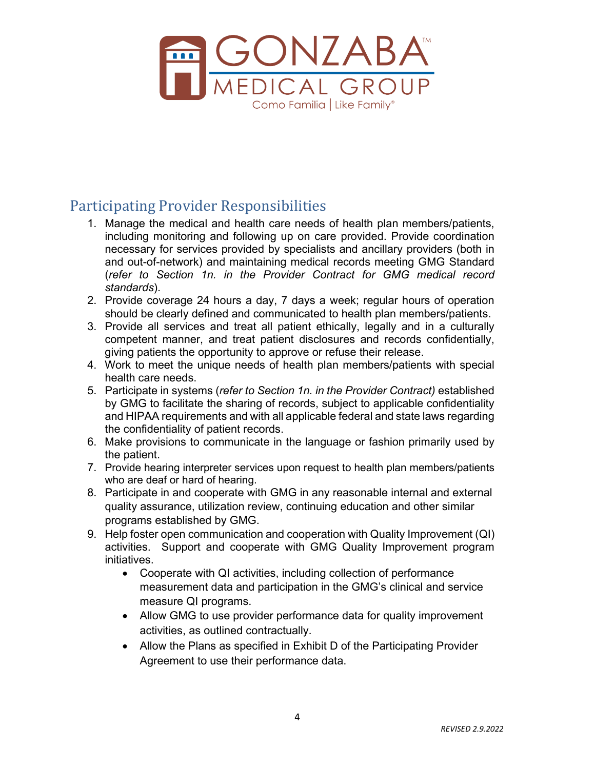## Participating Provider Responsibilities

1. Manage the medical and health care needs of health plan members/patients, including monitoring and following up on care provided. Provide coordination necessary for services provided by specialists and ancillary providers (both in and out-of-network) and maintaining medical records meeting GMG Standard (*refer to Section 1n. in the Provider Contract for GMG medical record standards*).
2. Provide coverage 24 hours a day, 7 days a week; regular hours of operation should be clearly defined and communicated to health plan members/patients.
3. Provide all services and treat all patient ethically, legally and in a culturally competent manner, and treat patient disclosures and records confidentially, giving patients the opportunity to approve or refuse their release.
4. Work to meet the unique needs of health plan members/patients with special health care needs.
5. Participate in systems (*refer to Section 1n. in the Provider Contract)* established by GMG to facilitate the sharing of records, subject to applicable confidentiality and HIPAA requirements and with all applicable federal and state laws regarding the confidentiality of patient records.
6. Make provisions to communicate in the language or fashion primarily used by the patient.
7. Provide hearing interpreter services upon request to health plan members/patients who are deaf or hard of hearing.
8. Participate in and cooperate with GMG in any reasonable internal and external quality assurance, utilization review, continuing education and other similar programs established by GMG.
9. Help foster open communication and cooperation with Quality Improvement (QI) activities. Support and cooperate with GMG Quality Improvement program initiatives.
   - Cooperate with QI activities, including collection of performance measurement data and participation in the GMG's clinical and service measure QI programs.
   - Allow GMG to use provider performance data for quality improvement activities, as outlined contractually.
   - Allow the Plans as specified in Exhibit D of the Participating Provider Agreement to use their performance data.

*REVISED 2.9.2022*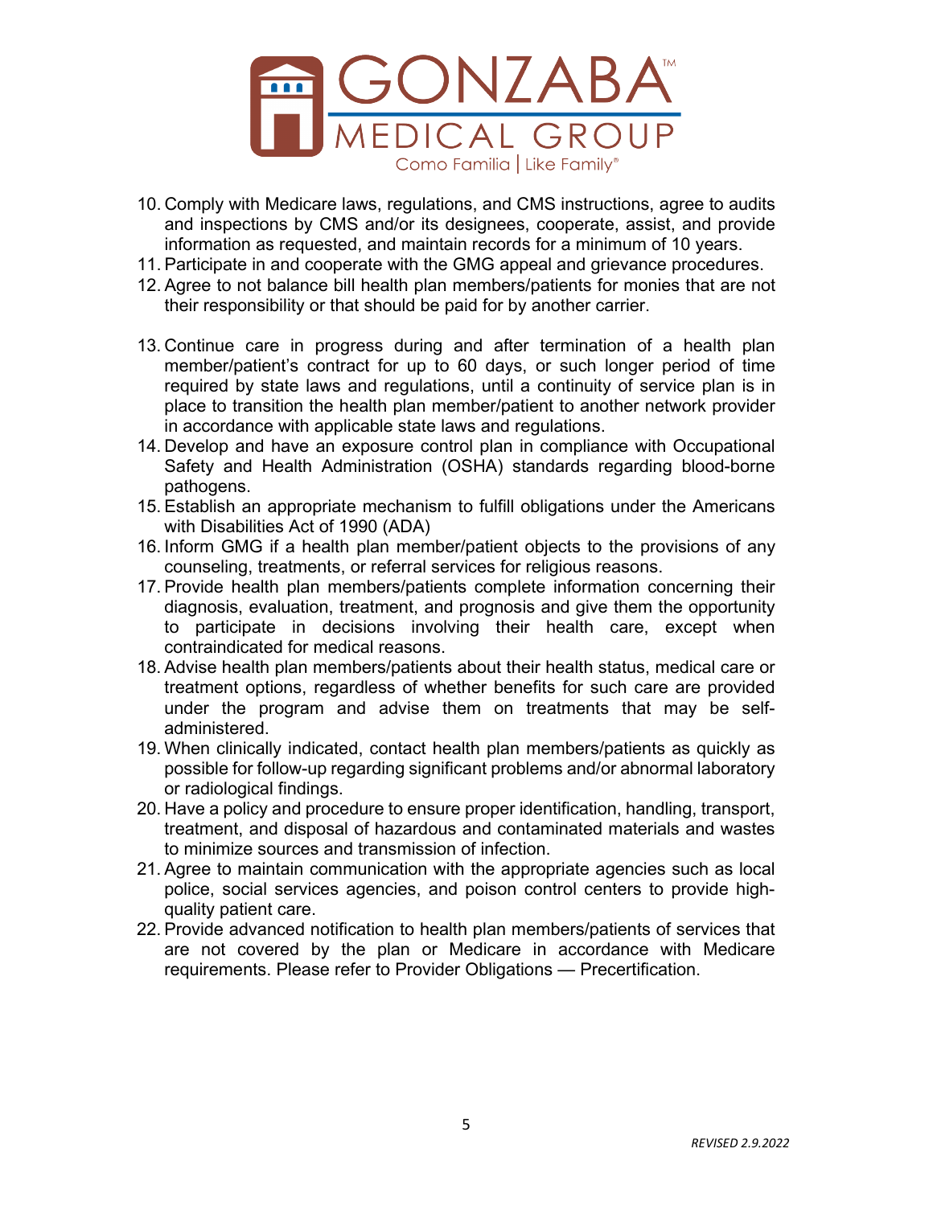10. Comply with Medicare laws, regulations, and CMS instructions, agree to audits and inspections by CMS and/or its designees, cooperate, assist, and provide information as requested, and maintain records for a minimum of 10 years.
11. Participate in and cooperate with the GMG appeal and grievance procedures.
12. Agree to not balance bill health plan members/patients for monies that are not their responsibility or that should be paid for by another carrier.
13. Continue care in progress during and after termination of a health plan member/patient's contract for up to 60 days, or such longer period of time required by state laws and regulations, until a continuity of service plan is in place to transition the health plan member/patient to another network provider in accordance with applicable state laws and regulations.
14. Develop and have an exposure control plan in compliance with Occupational Safety and Health Administration (OSHA) standards regarding blood-borne pathogens.
15. Establish an appropriate mechanism to fulfill obligations under the Americans with Disabilities Act of 1990 (ADA)
16. Inform GMG if a health plan member/patient objects to the provisions of any counseling, treatments, or referral services for religious reasons.
17. Provide health plan members/patients complete information concerning their diagnosis, evaluation, treatment, and prognosis and give them the opportunity to participate in decisions involving their health care, except when contraindicated for medical reasons.
18. Advise health plan members/patients about their health status, medical care or treatment options, regardless of whether benefits for such care are provided under the program and advise them on treatments that may be self-administered.
19. When clinically indicated, contact health plan members/patients as quickly as possible for follow-up regarding significant problems and/or abnormal laboratory or radiological findings.
20. Have a policy and procedure to ensure proper identification, handling, transport, treatment, and disposal of hazardous and contaminated materials and wastes to minimize sources and transmission of infection.
21. Agree to maintain communication with the appropriate agencies such as local police, social services agencies, and poison control centers to provide high-quality patient care.
22. Provide advanced notification to health plan members/patients of services that are not covered by the plan or Medicare in accordance with Medicare requirements. Please refer to Provider Obligations — Precertification.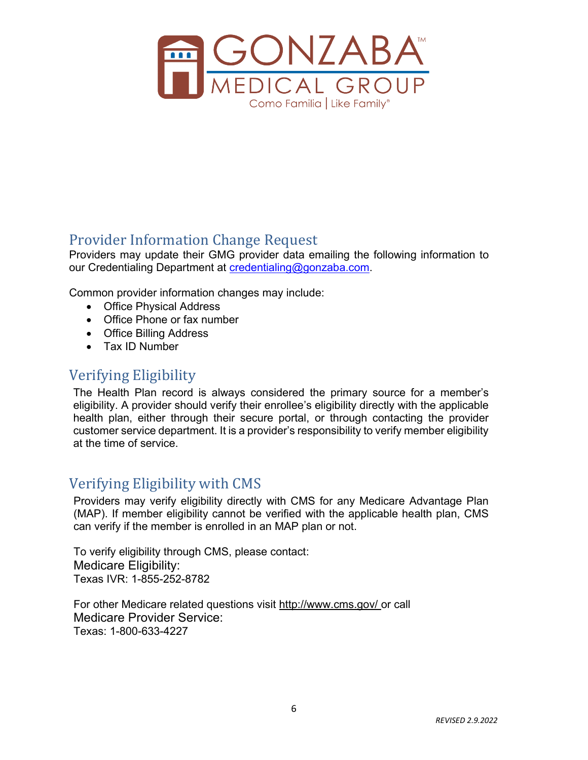## Provider Information Change Request

Providers may update their GMG provider data emailing the following information to our Credentialing Department at credentialing@gonzaba.com.

Common provider information changes may include:

- Office Physical Address
- Office Phone or fax number
- Office Billing Address
- Tax ID Number

## Verifying Eligibility

The Health Plan record is always considered the primary source for a member's eligibility. A provider should verify their enrollee's eligibility directly with the applicable health plan, either through their secure portal, or through contacting the provider customer service department. It is a provider's responsibility to verify member eligibility at the time of service.

## Verifying Eligibility with CMS

Providers may verify eligibility directly with CMS for any Medicare Advantage Plan (MAP). If member eligibility cannot be verified with the applicable health plan, CMS can verify if the member is enrolled in an MAP plan or not.

To verify eligibility through CMS, please contact:
Medicare Eligibility:
Texas IVR: 1-855-252-8782

For other Medicare related questions visit http://www.cms.gov/ or call
Medicare Provider Service:
Texas: 1-800-633-4227

*REVISED 2.9.2022*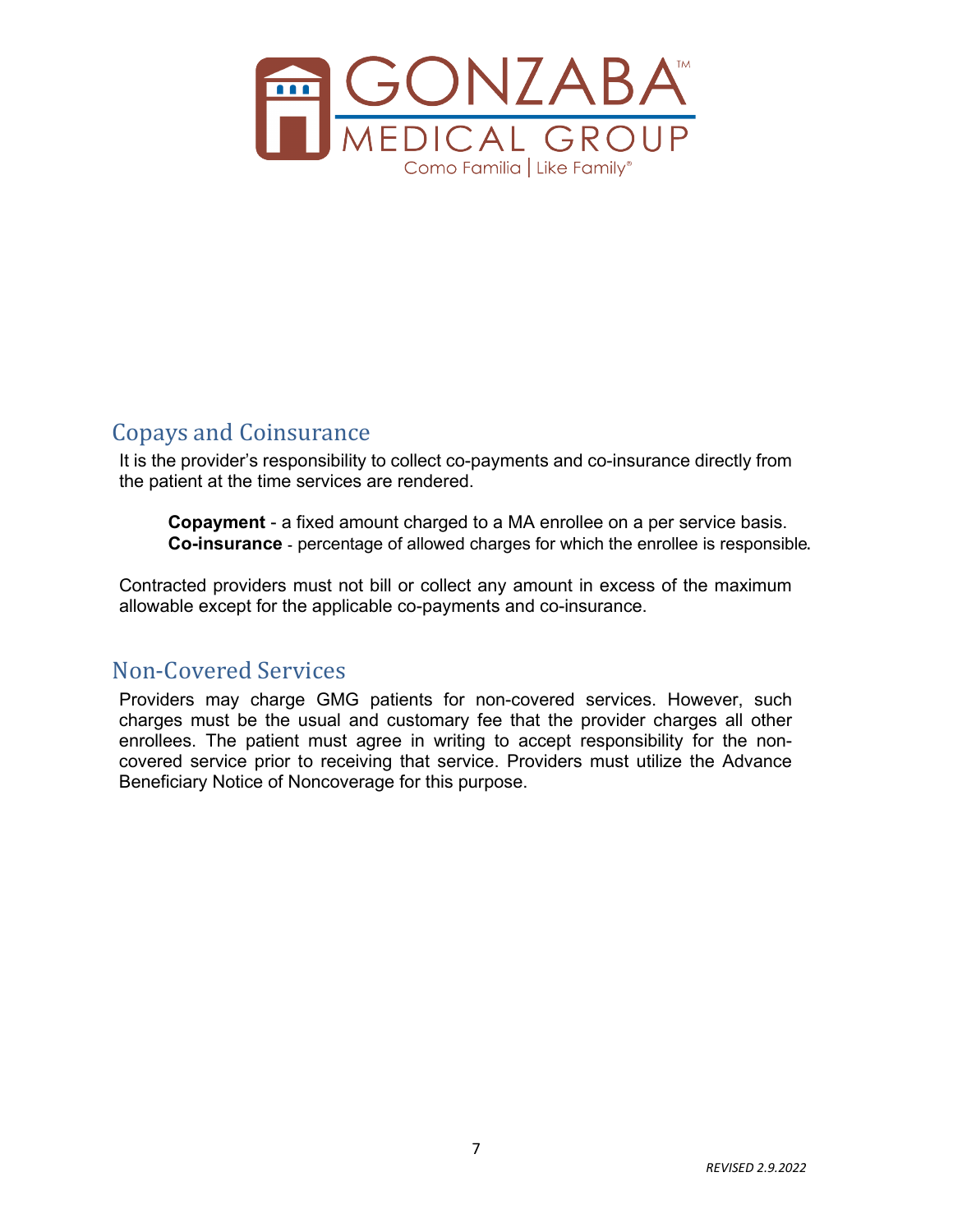## Copays and Coinsurance

It is the provider's responsibility to collect co-payments and co-insurance directly from the patient at the time services are rendered.

**Copayment** - a fixed amount charged to a MA enrollee on a per service basis.
**Co-insurance** - percentage of allowed charges for which the enrollee is responsible.

Contracted providers must not bill or collect any amount in excess of the maximum allowable except for the applicable co-payments and co-insurance.

## Non-Covered Services

Providers may charge GMG patients for non-covered services. However, such charges must be the usual and customary fee that the provider charges all other enrollees. The patient must agree in writing to accept responsibility for the non-covered service prior to receiving that service. Providers must utilize the Advance Beneficiary Notice of Noncoverage for this purpose.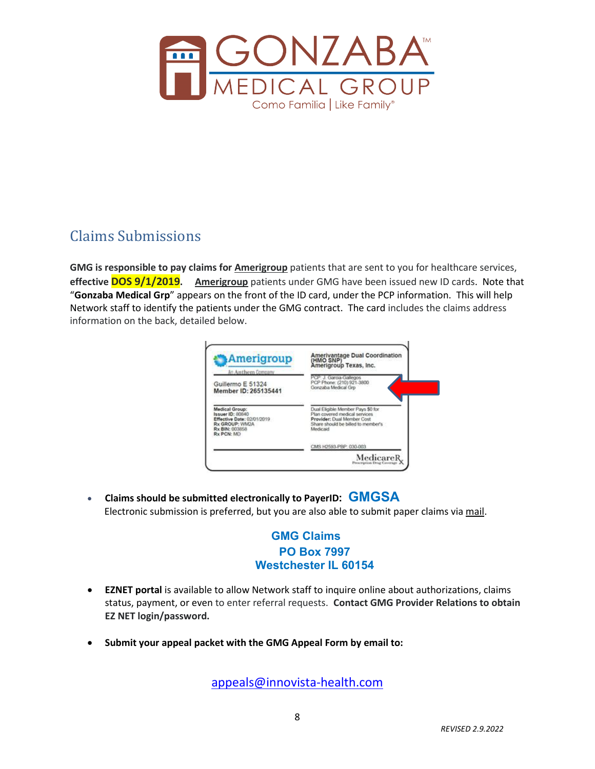## Claims Submissions

**GMG is responsible to pay claims for** **Amerigroup** patients that are sent to you for healthcare services, **effective DOS 9/1/2019**. **Amerigroup** patients under GMG have been issued new ID cards. Note that "**Gonzaba Medical Grp**" appears on the front of the ID card, under the PCP information. This will help Network staff to identify the patients under the GMG contract. The card includes the claims address information on the back, detailed below.

- **Claims should be submitted electronically to PayerID: GMGSA**
  Electronic submission is preferred, but you are also able to submit paper claims via mail.

**GMG Claims**
**PO Box 7997**
**Westchester IL 60154**

- **EZNET portal** is available to allow Network staff to inquire online about authorizations, claims status, payment, or even to enter referral requests. **Contact GMG Provider Relations to obtain EZ NET login/password.**

- **Submit your appeal packet with the GMG Appeal Form by email to:**

appeals@innovista-health.com

*REVISED 2.9.2022*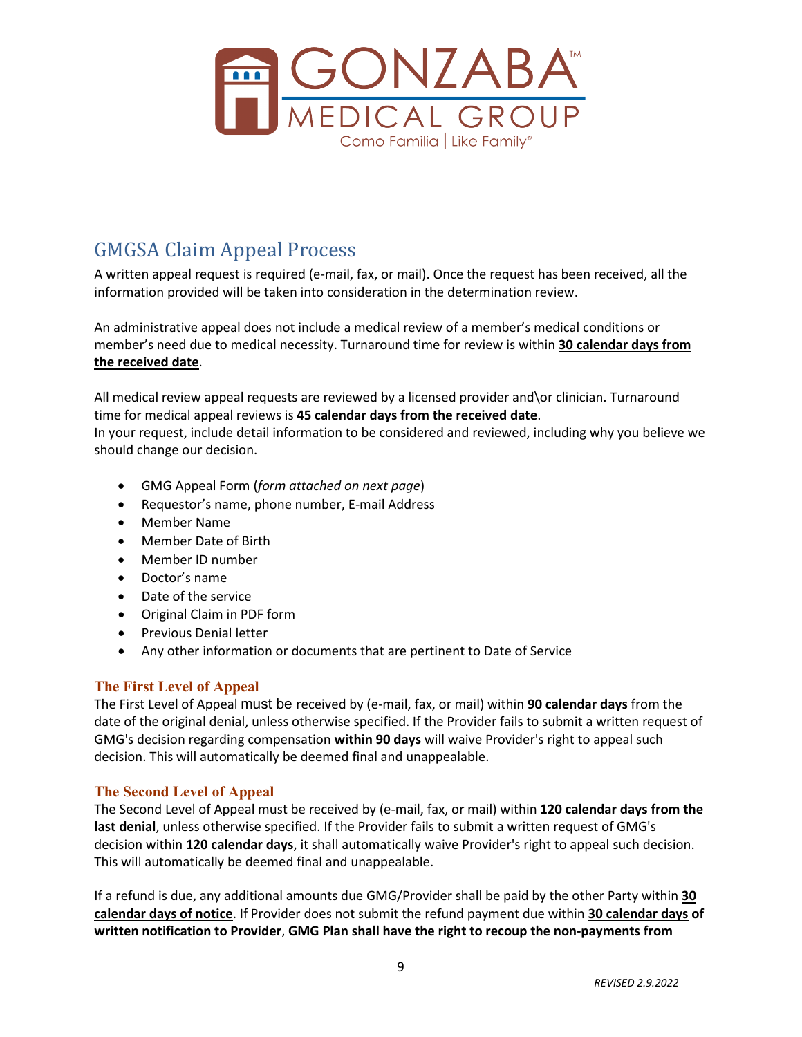## GMGSA Claim Appeal Process

A written appeal request is required (e-mail, fax, or mail). Once the request has been received, all the information provided will be taken into consideration in the determination review.

An administrative appeal does not include a medical review of a member's medical conditions or member's need due to medical necessity. Turnaround time for review is within **30 calendar days from the received date**.

All medical review appeal requests are reviewed by a licensed provider and\or clinician. Turnaround time for medical appeal reviews is **45 calendar days from the received date**.
In your request, include detail information to be considered and reviewed, including why you believe we should change our decision.

- GMG Appeal Form (*form attached on next page*)
- Requestor's name, phone number, E-mail Address
- Member Name
- Member Date of Birth
- Member ID number
- Doctor's name
- Date of the service
- Original Claim in PDF form
- Previous Denial letter
- Any other information or documents that are pertinent to Date of Service

### The First Level of Appeal

The First Level of Appeal must be received by (e-mail, fax, or mail) within **90 calendar days** from the date of the original denial, unless otherwise specified. If the Provider fails to submit a written request of GMG's decision regarding compensation **within 90 days** will waive Provider's right to appeal such decision. This will automatically be deemed final and unappealable.

### The Second Level of Appeal

The Second Level of Appeal must be received by (e-mail, fax, or mail) within **120 calendar days from the last denial**, unless otherwise specified. If the Provider fails to submit a written request of GMG's decision within **120 calendar days**, it shall automatically waive Provider's right to appeal such decision. This will automatically be deemed final and unappealable.

If a refund is due, any additional amounts due GMG/Provider shall be paid by the other Party within **30 calendar days of notice**. If Provider does not submit the refund payment due within **30 calendar days of written notification to Provider**, **GMG Plan shall have the right to recoup the non-payments from**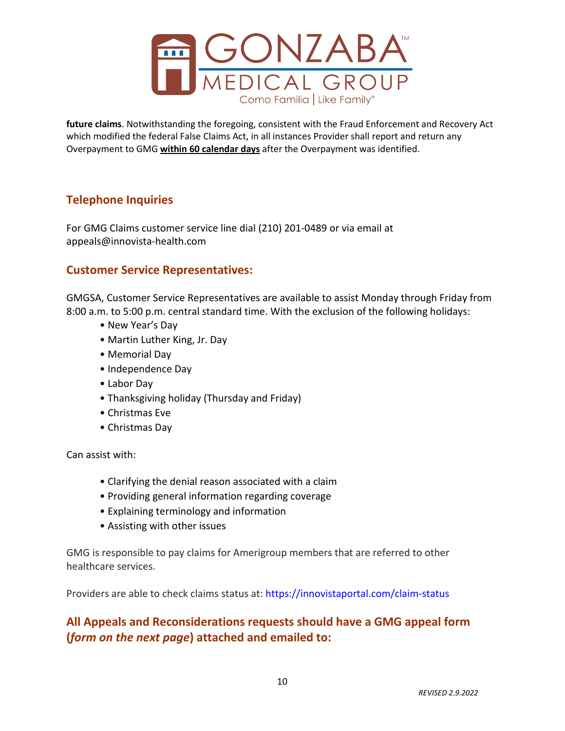**future claims**. Notwithstanding the foregoing, consistent with the Fraud Enforcement and Recovery Act which modified the federal False Claims Act, in all instances Provider shall report and return any Overpayment to GMG **within 60 calendar days** after the Overpayment was identified.

## Telephone Inquiries

For GMG Claims customer service line dial (210) 201-0489 or via email at appeals@innovista-health.com

## Customer Service Representatives:

GMGSA, Customer Service Representatives are available to assist Monday through Friday from 8:00 a.m. to 5:00 p.m. central standard time. With the exclusion of the following holidays:

- New Year's Day
- Martin Luther King, Jr. Day
- Memorial Day
- Independence Day
- Labor Day
- Thanksgiving holiday (Thursday and Friday)
- Christmas Eve
- Christmas Day

Can assist with:

- Clarifying the denial reason associated with a claim
- Providing general information regarding coverage
- Explaining terminology and information
- Assisting with other issues

GMG is responsible to pay claims for Amerigroup members that are referred to other healthcare services.

Providers are able to check claims status at: https://innovistaportal.com/claim-status

## All Appeals and Reconsiderations requests should have a GMG appeal form (*form on the next page*) attached and emailed to: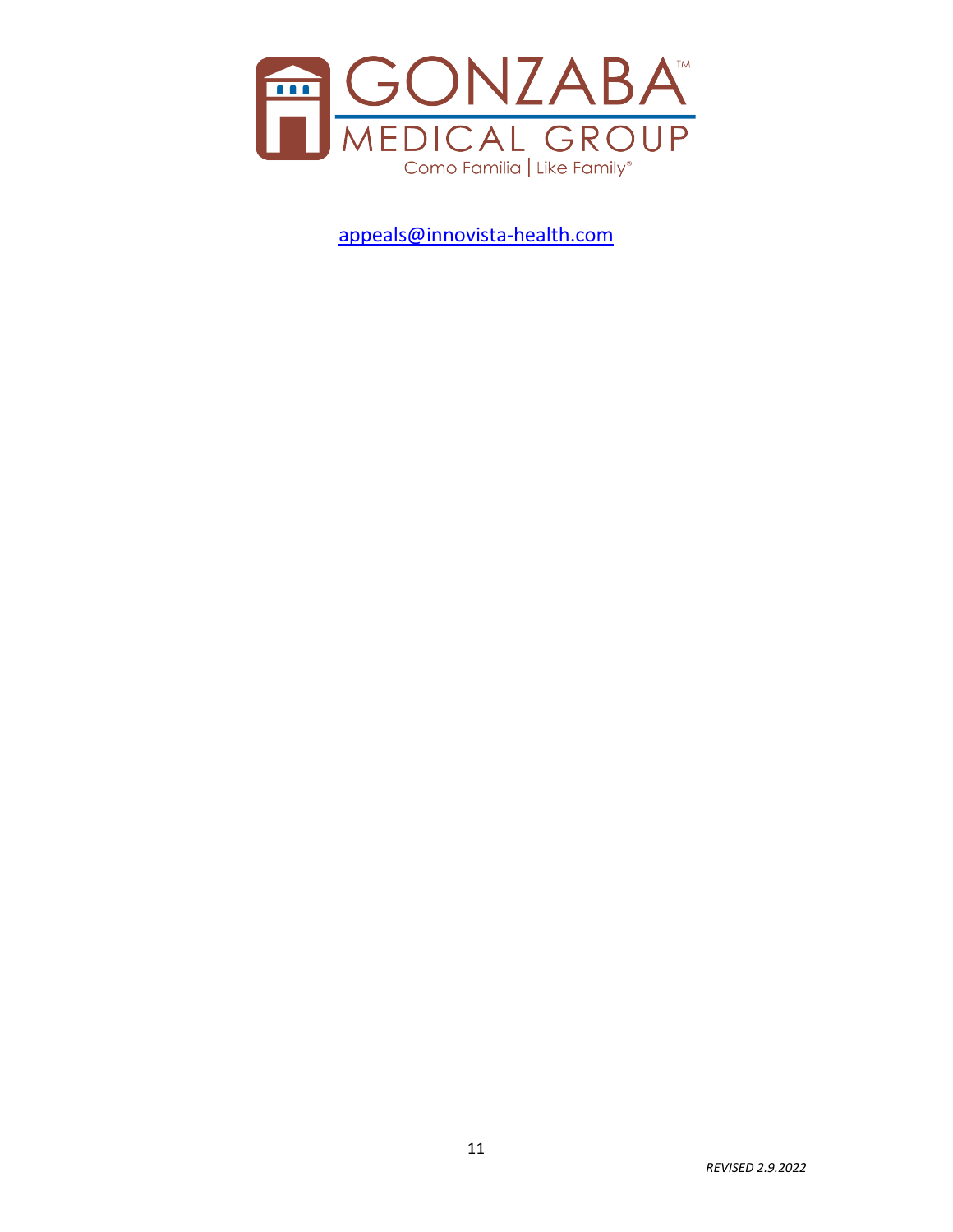appeals@innovista-health.com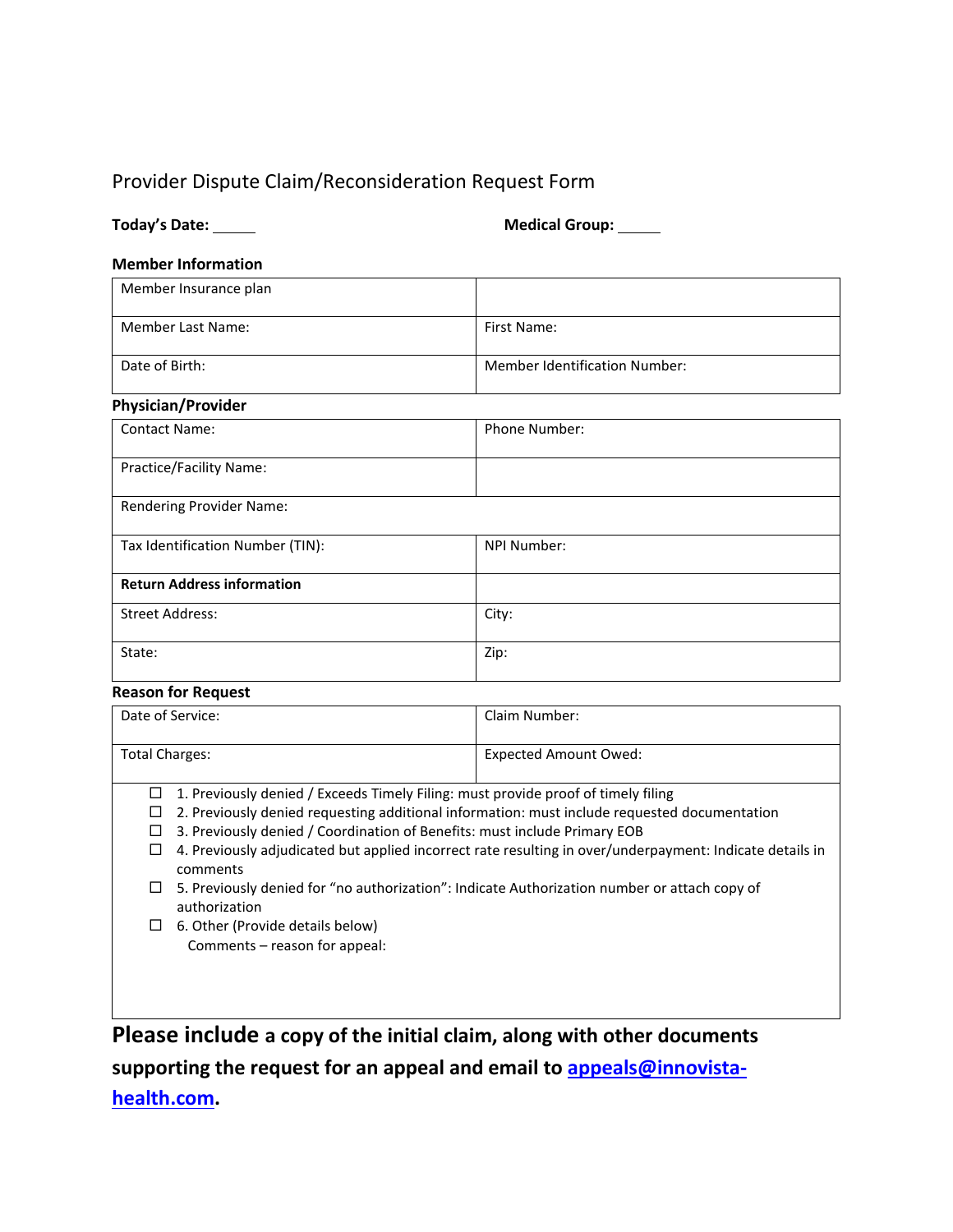## Provider Dispute Claim/Reconsideration Request Form

**Today's Date:** _____ **Medical Group:** _____

### Member Information

| Member Insurance plan | |
|---|---|
| Member Last Name: | First Name: |
| Date of Birth: | Member Identification Number: |

### Physician/Provider

| Contact Name: | Phone Number: |
|---|---|
| Practice/Facility Name: | |
| Rendering Provider Name: | |
| Tax Identification Number (TIN): | NPI Number: |
| **Return Address information** | |
| Street Address: | City: |
| State: | Zip: |

### Reason for Request

| Date of Service: | Claim Number: |
|---|---|
| Total Charges: | Expected Amount Owed: |

- ☐ 1. Previously denied / Exceeds Timely Filing: must provide proof of timely filing
- ☐ 2. Previously denied requesting additional information: must include requested documentation
- ☐ 3. Previously denied / Coordination of Benefits: must include Primary EOB
- ☐ 4. Previously adjudicated but applied incorrect rate resulting in over/underpayment: Indicate details in comments
- ☐ 5. Previously denied for "no authorization": Indicate Authorization number or attach copy of authorization
- ☐ 6. Other (Provide details below)

  Comments – reason for appeal:

**Please include a copy of the initial claim, along with other documents supporting the request for an appeal and email to appeals@innovista-health.com.**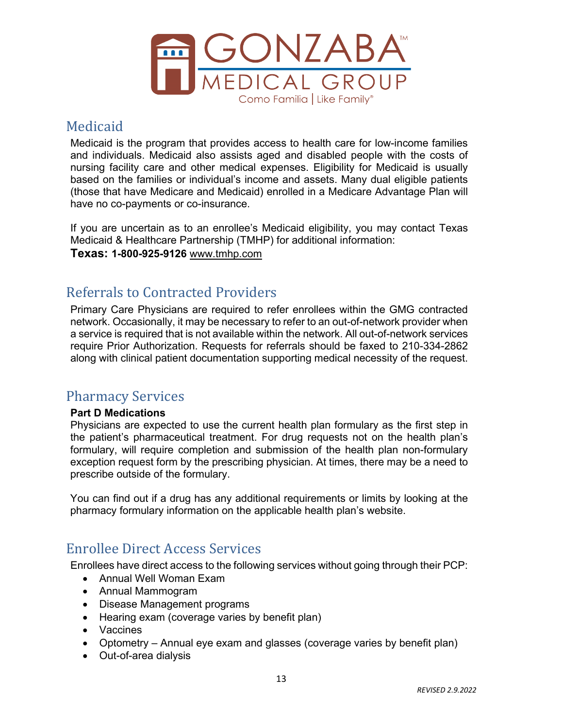## Medicaid

Medicaid is the program that provides access to health care for low-income families and individuals. Medicaid also assists aged and disabled people with the costs of nursing facility care and other medical expenses. Eligibility for Medicaid is usually based on the families or individual's income and assets. Many dual eligible patients (those that have Medicare and Medicaid) enrolled in a Medicare Advantage Plan will have no co-payments or co-insurance.

If you are uncertain as to an enrollee's Medicaid eligibility, you may contact Texas Medicaid & Healthcare Partnership (TMHP) for additional information:

**Texas: 1-800-925-9126** www.tmhp.com

## Referrals to Contracted Providers

Primary Care Physicians are required to refer enrollees within the GMG contracted network. Occasionally, it may be necessary to refer to an out-of-network provider when a service is required that is not available within the network. All out-of-network services require Prior Authorization. Requests for referrals should be faxed to 210-334-2862 along with clinical patient documentation supporting medical necessity of the request.

## Pharmacy Services

**Part D Medications**

Physicians are expected to use the current health plan formulary as the first step in the patient's pharmaceutical treatment. For drug requests not on the health plan's formulary, will require completion and submission of the health plan non-formulary exception request form by the prescribing physician. At times, there may be a need to prescribe outside of the formulary.

You can find out if a drug has any additional requirements or limits by looking at the pharmacy formulary information on the applicable health plan's website.

## Enrollee Direct Access Services

Enrollees have direct access to the following services without going through their PCP:

- Annual Well Woman Exam
- Annual Mammogram
- Disease Management programs
- Hearing exam (coverage varies by benefit plan)
- Vaccines
- Optometry – Annual eye exam and glasses (coverage varies by benefit plan)
- Out-of-area dialysis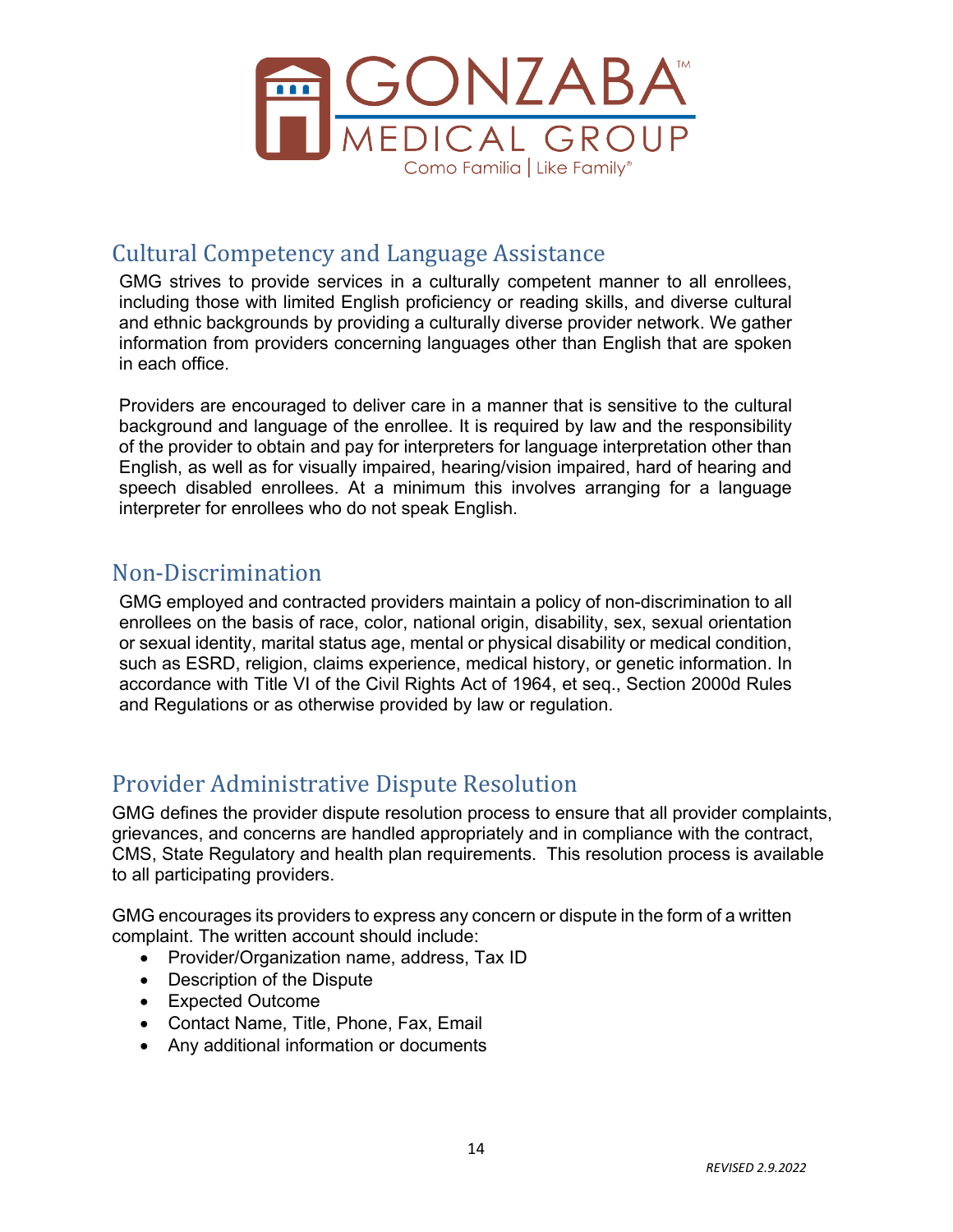## Cultural Competency and Language Assistance

GMG strives to provide services in a culturally competent manner to all enrollees, including those with limited English proficiency or reading skills, and diverse cultural and ethnic backgrounds by providing a culturally diverse provider network. We gather information from providers concerning languages other than English that are spoken in each office.

Providers are encouraged to deliver care in a manner that is sensitive to the cultural background and language of the enrollee. It is required by law and the responsibility of the provider to obtain and pay for interpreters for language interpretation other than English, as well as for visually impaired, hearing/vision impaired, hard of hearing and speech disabled enrollees. At a minimum this involves arranging for a language interpreter for enrollees who do not speak English.

## Non-Discrimination

GMG employed and contracted providers maintain a policy of non-discrimination to all enrollees on the basis of race, color, national origin, disability, sex, sexual orientation or sexual identity, marital status age, mental or physical disability or medical condition, such as ESRD, religion, claims experience, medical history, or genetic information. In accordance with Title VI of the Civil Rights Act of 1964, et seq., Section 2000d Rules and Regulations or as otherwise provided by law or regulation.

## Provider Administrative Dispute Resolution

GMG defines the provider dispute resolution process to ensure that all provider complaints, grievances, and concerns are handled appropriately and in compliance with the contract, CMS, State Regulatory and health plan requirements. This resolution process is available to all participating providers.

GMG encourages its providers to express any concern or dispute in the form of a written complaint. The written account should include:

- Provider/Organization name, address, Tax ID
- Description of the Dispute
- Expected Outcome
- Contact Name, Title, Phone, Fax, Email
- Any additional information or documents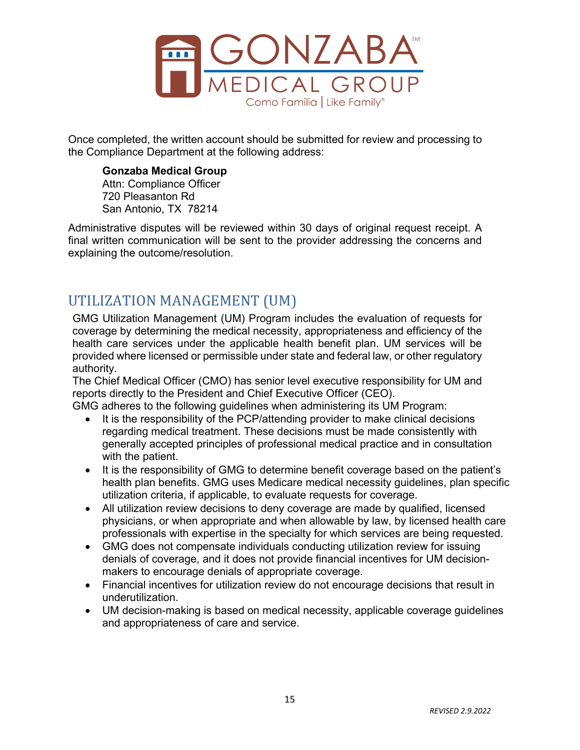Once completed, the written account should be submitted for review and processing to the Compliance Department at the following address:

**Gonzaba Medical Group**
Attn: Compliance Officer
720 Pleasanton Rd
San Antonio, TX 78214

Administrative disputes will be reviewed within 30 days of original request receipt. A final written communication will be sent to the provider addressing the concerns and explaining the outcome/resolution.

## UTILIZATION MANAGEMENT (UM)

GMG Utilization Management (UM) Program includes the evaluation of requests for coverage by determining the medical necessity, appropriateness and efficiency of the health care services under the applicable health benefit plan. UM services will be provided where licensed or permissible under state and federal law, or other regulatory authority.

The Chief Medical Officer (CMO) has senior level executive responsibility for UM and reports directly to the President and Chief Executive Officer (CEO).

GMG adheres to the following guidelines when administering its UM Program:

- It is the responsibility of the PCP/attending provider to make clinical decisions regarding medical treatment. These decisions must be made consistently with generally accepted principles of professional medical practice and in consultation with the patient.
- It is the responsibility of GMG to determine benefit coverage based on the patient's health plan benefits. GMG uses Medicare medical necessity guidelines, plan specific utilization criteria, if applicable, to evaluate requests for coverage.
- All utilization review decisions to deny coverage are made by qualified, licensed physicians, or when appropriate and when allowable by law, by licensed health care professionals with expertise in the specialty for which services are being requested.
- GMG does not compensate individuals conducting utilization review for issuing denials of coverage, and it does not provide financial incentives for UM decision-makers to encourage denials of appropriate coverage.
- Financial incentives for utilization review do not encourage decisions that result in underutilization.
- UM decision-making is based on medical necessity, applicable coverage guidelines and appropriateness of care and service.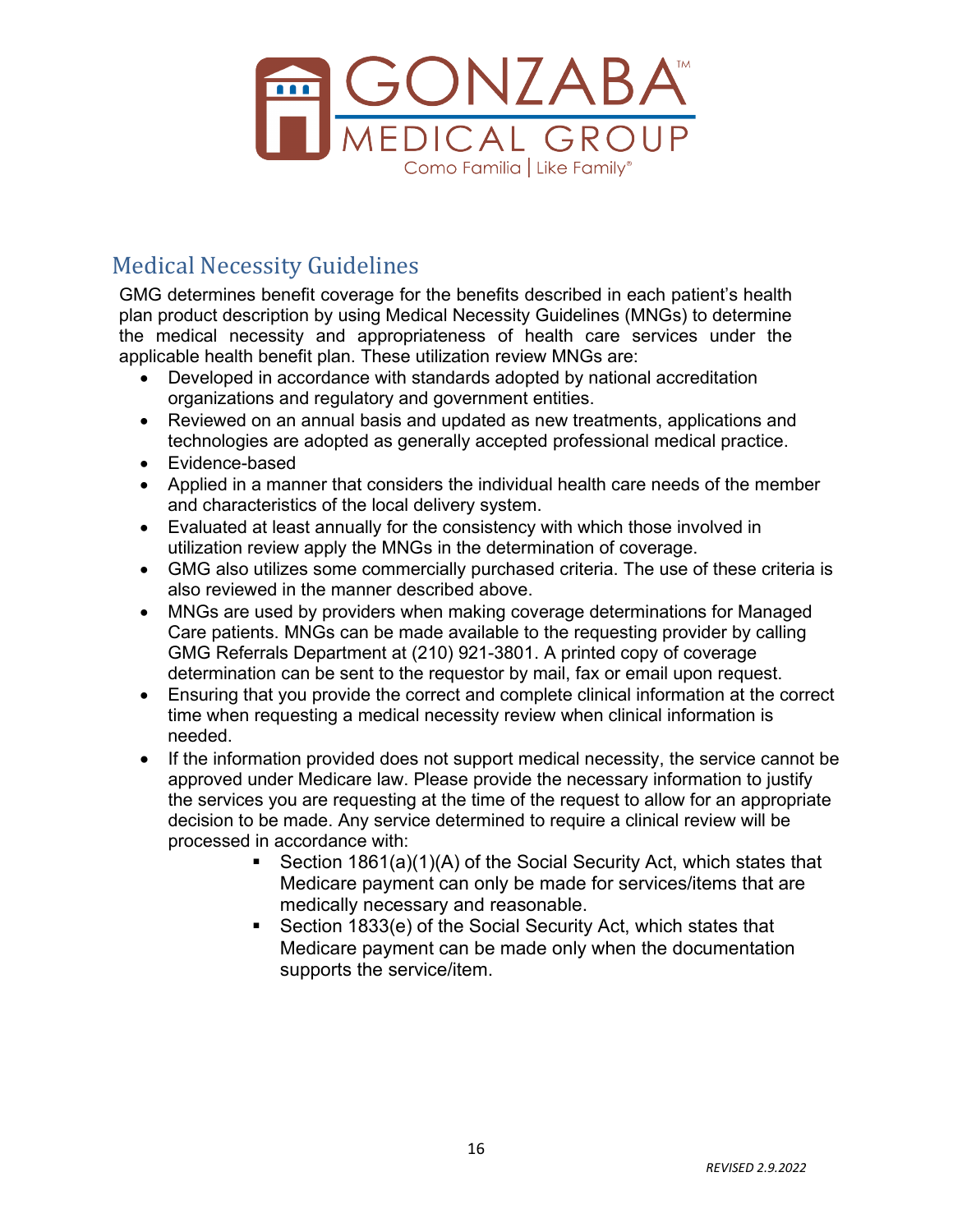## Medical Necessity Guidelines

GMG determines benefit coverage for the benefits described in each patient's health plan product description by using Medical Necessity Guidelines (MNGs) to determine the medical necessity and appropriateness of health care services under the applicable health benefit plan. These utilization review MNGs are:

- Developed in accordance with standards adopted by national accreditation organizations and regulatory and government entities.
- Reviewed on an annual basis and updated as new treatments, applications and technologies are adopted as generally accepted professional medical practice.
- Evidence-based
- Applied in a manner that considers the individual health care needs of the member and characteristics of the local delivery system.
- Evaluated at least annually for the consistency with which those involved in utilization review apply the MNGs in the determination of coverage.
- GMG also utilizes some commercially purchased criteria. The use of these criteria is also reviewed in the manner described above.
- MNGs are used by providers when making coverage determinations for Managed Care patients. MNGs can be made available to the requesting provider by calling GMG Referrals Department at (210) 921-3801. A printed copy of coverage determination can be sent to the requestor by mail, fax or email upon request.
- Ensuring that you provide the correct and complete clinical information at the correct time when requesting a medical necessity review when clinical information is needed.
- If the information provided does not support medical necessity, the service cannot be approved under Medicare law. Please provide the necessary information to justify the services you are requesting at the time of the request to allow for an appropriate decision to be made. Any service determined to require a clinical review will be processed in accordance with:
    - Section 1861(a)(1)(A) of the Social Security Act, which states that Medicare payment can only be made for services/items that are medically necessary and reasonable.
    - Section 1833(e) of the Social Security Act, which states that Medicare payment can be made only when the documentation supports the service/item.

*REVISED 2.9.2022*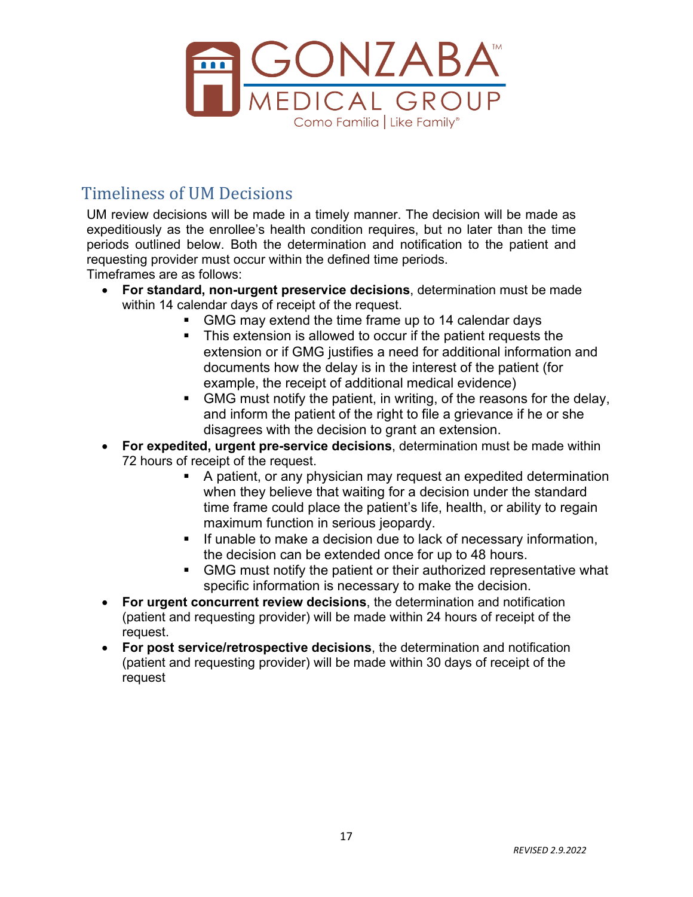## Timeliness of UM Decisions

UM review decisions will be made in a timely manner. The decision will be made as expeditiously as the enrollee's health condition requires, but no later than the time periods outlined below. Both the determination and notification to the patient and requesting provider must occur within the defined time periods.

Timeframes are as follows:

- **For standard, non-urgent preservice decisions**, determination must be made within 14 calendar days of receipt of the request.
  - GMG may extend the time frame up to 14 calendar days
  - This extension is allowed to occur if the patient requests the extension or if GMG justifies a need for additional information and documents how the delay is in the interest of the patient (for example, the receipt of additional medical evidence)
  - GMG must notify the patient, in writing, of the reasons for the delay, and inform the patient of the right to file a grievance if he or she disagrees with the decision to grant an extension.
- **For expedited, urgent pre-service decisions**, determination must be made within 72 hours of receipt of the request.
  - A patient, or any physician may request an expedited determination when they believe that waiting for a decision under the standard time frame could place the patient's life, health, or ability to regain maximum function in serious jeopardy.
  - If unable to make a decision due to lack of necessary information, the decision can be extended once for up to 48 hours.
  - GMG must notify the patient or their authorized representative what specific information is necessary to make the decision.
- **For urgent concurrent review decisions**, the determination and notification (patient and requesting provider) will be made within 24 hours of receipt of the request.
- **For post service/retrospective decisions**, the determination and notification (patient and requesting provider) will be made within 30 days of receipt of the request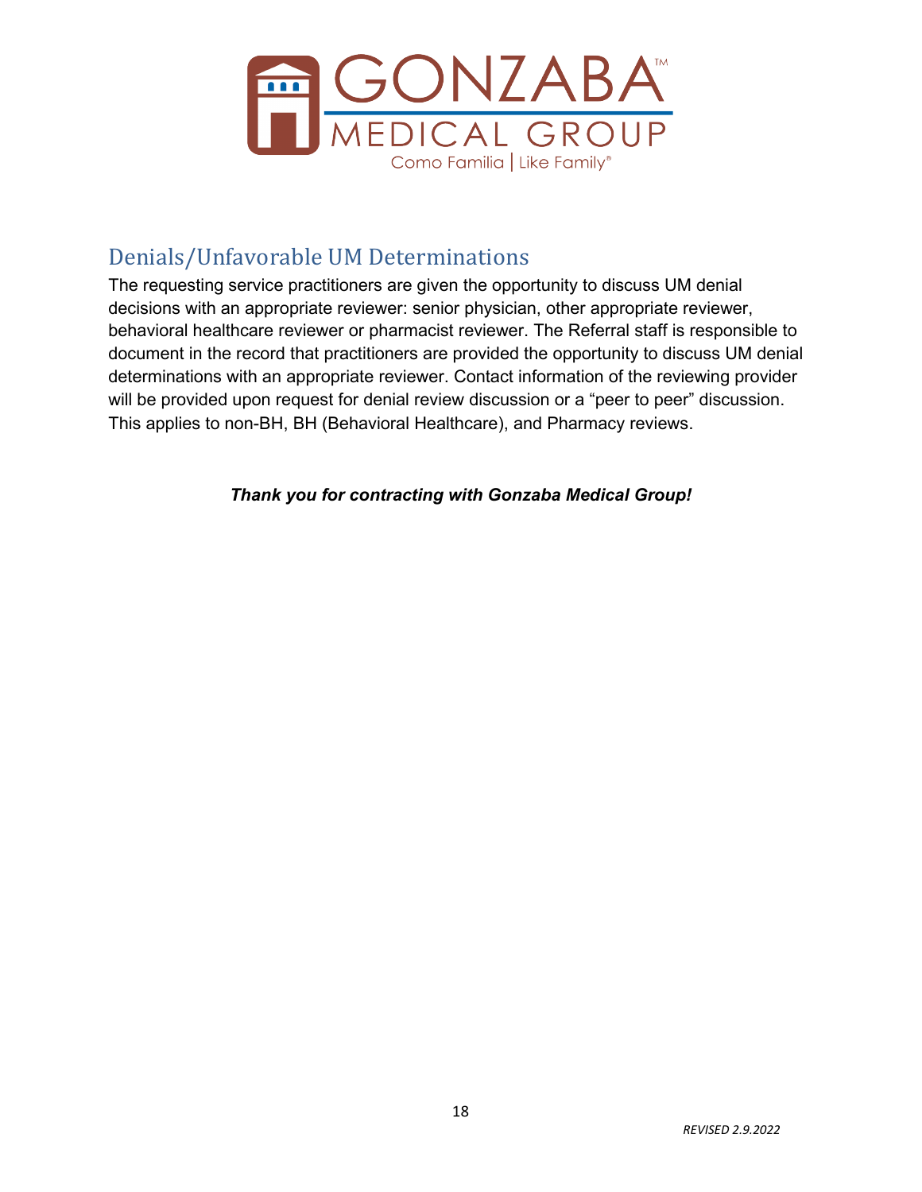GONZABA MEDICAL GROUP

Como Familia | Like Family

## Denials/Unfavorable UM Determinations

The requesting service practitioners are given the opportunity to discuss UM denial decisions with an appropriate reviewer: senior physician, other appropriate reviewer, behavioral healthcare reviewer or pharmacist reviewer. The Referral staff is responsible to document in the record that practitioners are provided the opportunity to discuss UM denial determinations with an appropriate reviewer. Contact information of the reviewing provider will be provided upon request for denial review discussion or a "peer to peer" discussion. This applies to non-BH, BH (Behavioral Healthcare), and Pharmacy reviews.

***Thank you for contracting with Gonzaba Medical Group!***